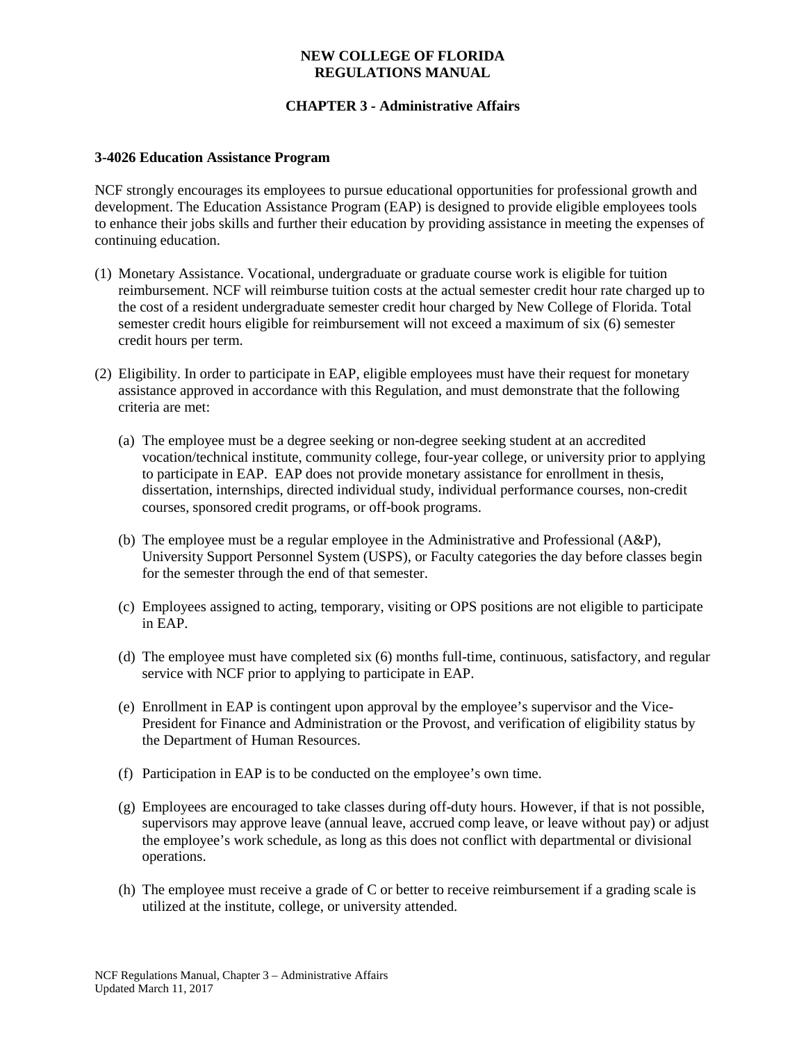**NEW COLLEGE OF FLORIDA**
**REGULATIONS MANUAL**

**CHAPTER 3 - Administrative Affairs**

### 3-4026 Education Assistance Program

NCF strongly encourages its employees to pursue educational opportunities for professional growth and development. The Education Assistance Program (EAP) is designed to provide eligible employees tools to enhance their jobs skills and further their education by providing assistance in meeting the expenses of continuing education.

(1) Monetary Assistance. Vocational, undergraduate or graduate course work is eligible for tuition reimbursement. NCF will reimburse tuition costs at the actual semester credit hour rate charged up to the cost of a resident undergraduate semester credit hour charged by New College of Florida. Total semester credit hours eligible for reimbursement will not exceed a maximum of six (6) semester credit hours per term.

(2) Eligibility. In order to participate in EAP, eligible employees must have their request for monetary assistance approved in accordance with this Regulation, and must demonstrate that the following criteria are met:

   (a) The employee must be a degree seeking or non-degree seeking student at an accredited vocation/technical institute, community college, four-year college, or university prior to applying to participate in EAP. EAP does not provide monetary assistance for enrollment in thesis, dissertation, internships, directed individual study, individual performance courses, non-credit courses, sponsored credit programs, or off-book programs.

   (b) The employee must be a regular employee in the Administrative and Professional (A&P), University Support Personnel System (USPS), or Faculty categories the day before classes begin for the semester through the end of that semester.

   (c) Employees assigned to acting, temporary, visiting or OPS positions are not eligible to participate in EAP.

   (d) The employee must have completed six (6) months full-time, continuous, satisfactory, and regular service with NCF prior to applying to participate in EAP.

   (e) Enrollment in EAP is contingent upon approval by the employee's supervisor and the Vice-President for Finance and Administration or the Provost, and verification of eligibility status by the Department of Human Resources.

   (f) Participation in EAP is to be conducted on the employee's own time.

   (g) Employees are encouraged to take classes during off-duty hours. However, if that is not possible, supervisors may approve leave (annual leave, accrued comp leave, or leave without pay) or adjust the employee's work schedule, as long as this does not conflict with departmental or divisional operations.

   (h) The employee must receive a grade of C or better to receive reimbursement if a grading scale is utilized at the institute, college, or university attended.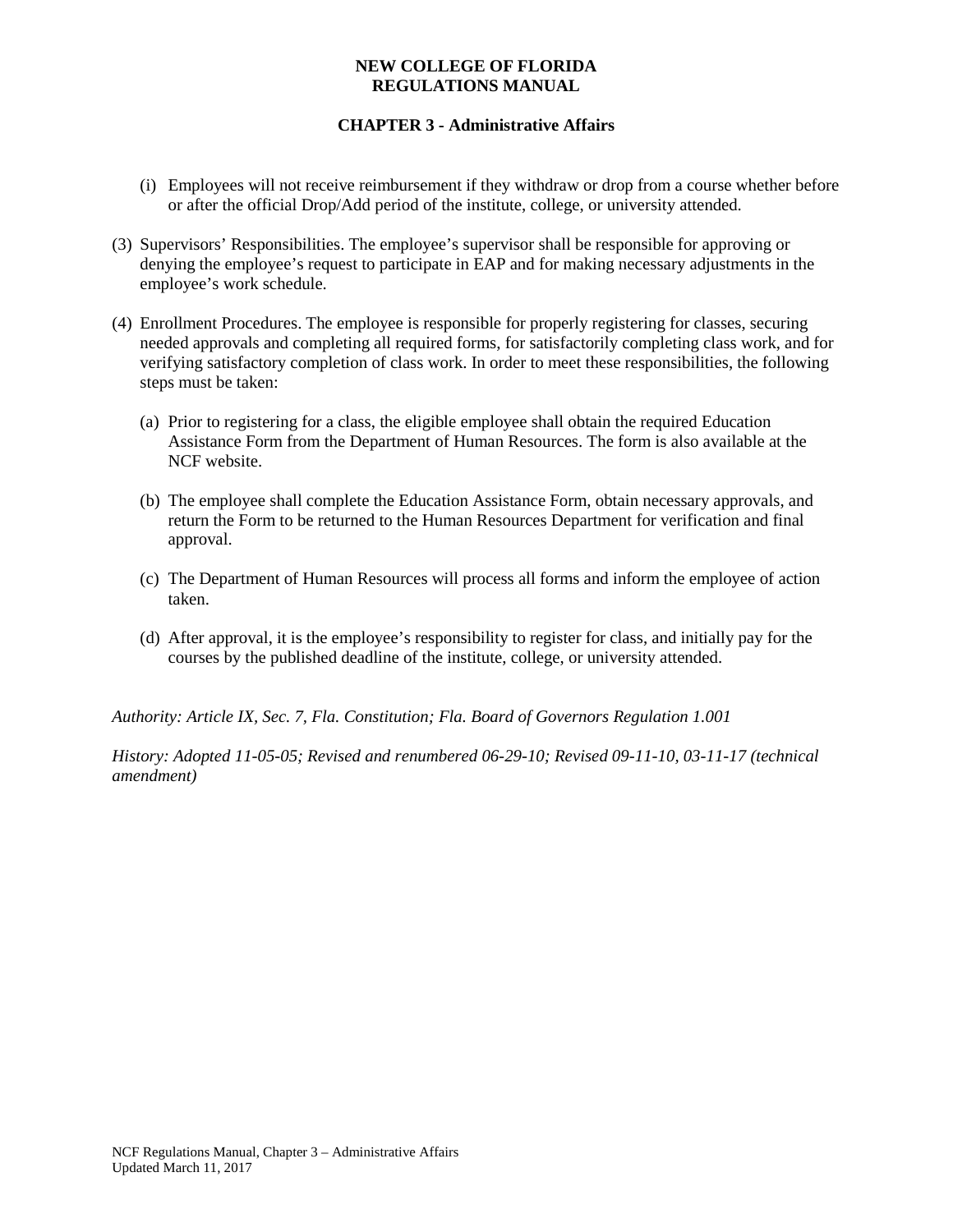(i) Employees will not receive reimbursement if they withdraw or drop from a course whether before or after the official Drop/Add period of the institute, college, or university attended.

(3) Supervisors' Responsibilities. The employee's supervisor shall be responsible for approving or denying the employee's request to participate in EAP and for making necessary adjustments in the employee's work schedule.

(4) Enrollment Procedures. The employee is responsible for properly registering for classes, securing needed approvals and completing all required forms, for satisfactorily completing class work, and for verifying satisfactory completion of class work. In order to meet these responsibilities, the following steps must be taken:

(a) Prior to registering for a class, the eligible employee shall obtain the required Education Assistance Form from the Department of Human Resources. The form is also available at the NCF website.

(b) The employee shall complete the Education Assistance Form, obtain necessary approvals, and return the Form to be returned to the Human Resources Department for verification and final approval.

(c) The Department of Human Resources will process all forms and inform the employee of action taken.

(d) After approval, it is the employee's responsibility to register for class, and initially pay for the courses by the published deadline of the institute, college, or university attended.

*Authority: Article IX, Sec. 7, Fla. Constitution; Fla. Board of Governors Regulation 1.001*

*History: Adopted 11-05-05; Revised and renumbered 06-29-10; Revised 09-11-10, 03-11-17 (technical amendment)*